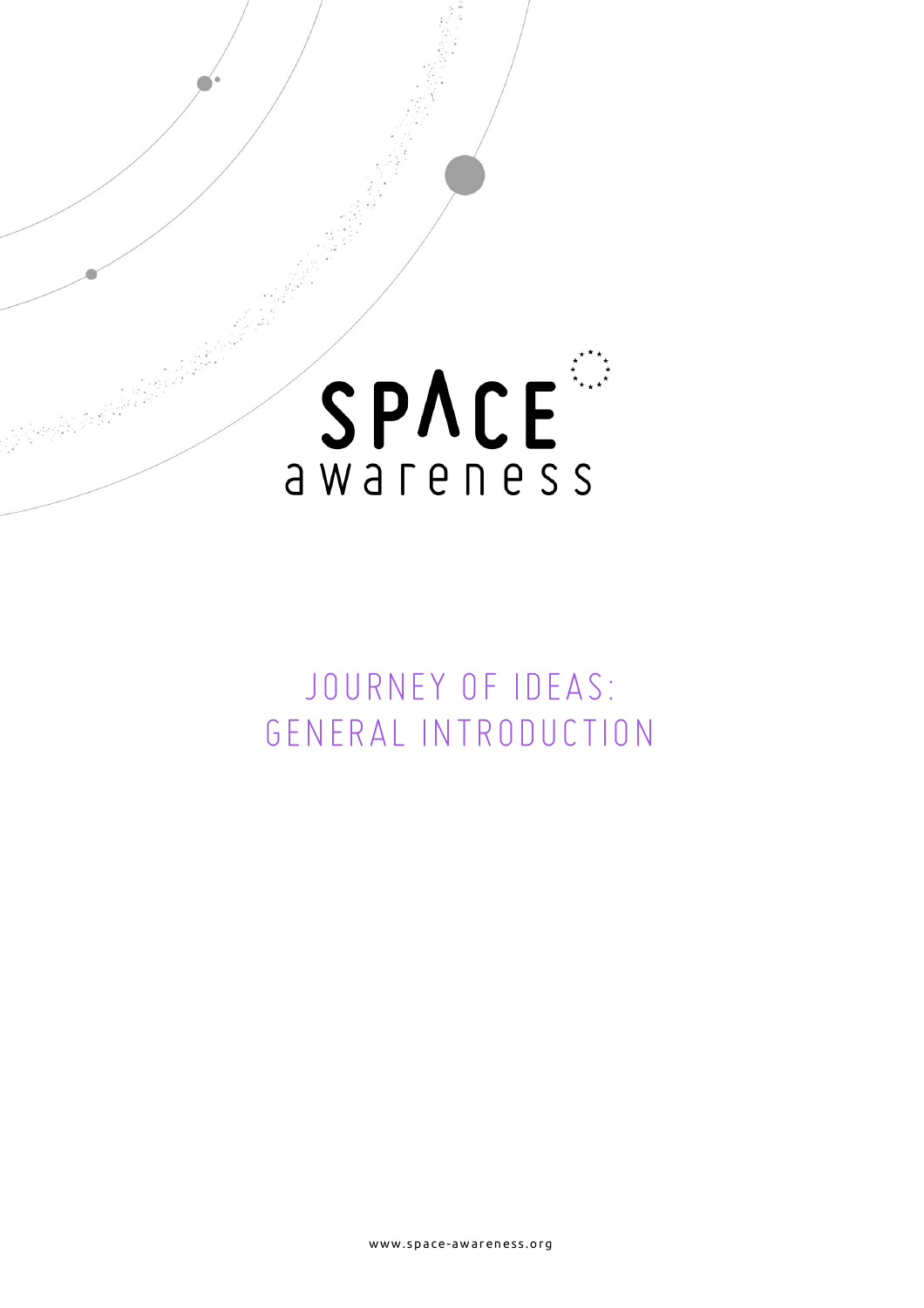SPACE awareness

# JOURNEY OF IDEAS: GENERAL INTRODUCTION

www.space-awareness.org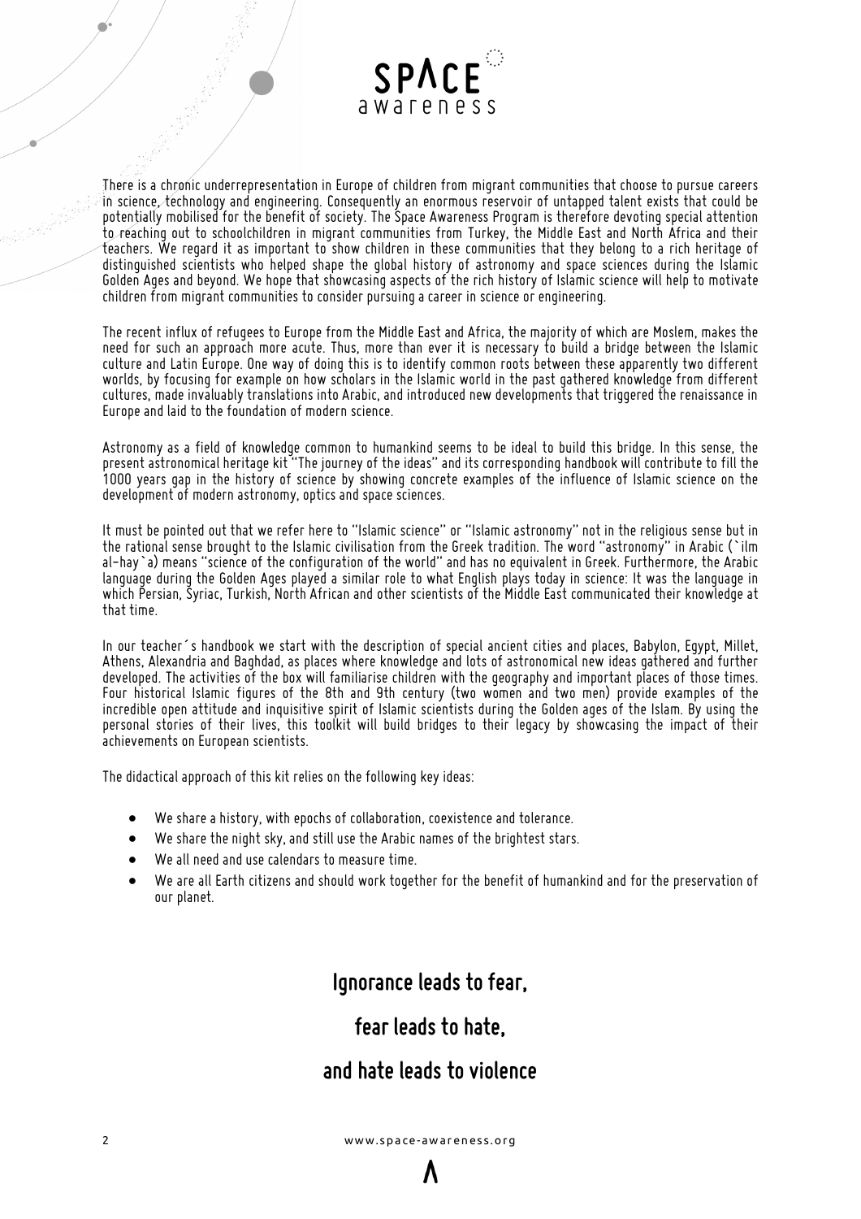There is a chronic underrepresentation in Europe of children from migrant communities that choose to pursue careers in science, technology and engineering. Consequently an enormous reservoir of untapped talent exists that could be potentially mobilised for the benefit of society. The Space Awareness Program is therefore devoting special attention to reaching out to schoolchildren in migrant communities from Turkey, the Middle East and North Africa and their teachers. We regard it as important to show children in these communities that they belong to a rich heritage of distinguished scientists who helped shape the global history of astronomy and space sciences during the Islamic Golden Ages and beyond. We hope that showcasing aspects of the rich history of Islamic science will help to motivate children from migrant communities to consider pursuing a career in science or engineering.

The recent influx of refugees to Europe from the Middle East and Africa, the majority of which are Moslem, makes the need for such an approach more acute. Thus, more than ever it is necessary to build a bridge between the Islamic culture and Latin Europe. One way of doing this is to identify common roots between these apparently two different worlds, by focusing for example on how scholars in the Islamic world in the past gathered knowledge from different cultures, made invaluably translations into Arabic, and introduced new developments that triggered the renaissance in Europe and laid to the foundation of modern science.

Astronomy as a field of knowledge common to humankind seems to be ideal to build this bridge. In this sense, the present astronomical heritage kit "The journey of the ideas" and its corresponding handbook will contribute to fill the 1000 years gap in the history of science by showing concrete examples of the influence of Islamic science on the development of modern astronomy, optics and space sciences.

It must be pointed out that we refer here to "Islamic science" or "Islamic astronomy" not in the religious sense but in the rational sense brought to the Islamic civilisation from the Greek tradition. The word "astronomy" in Arabic (`ilm al-hay`a) means "science of the configuration of the world" and has no equivalent in Greek. Furthermore, the Arabic language during the Golden Ages played a similar role to what English plays today in science: It was the language in which Persian, Syriac, Turkish, North African and other scientists of the Middle East communicated their knowledge at that time.

In our teacher´s handbook we start with the description of special ancient cities and places, Babylon, Egypt, Millet, Athens, Alexandria and Baghdad, as places where knowledge and lots of astronomical new ideas gathered and further developed. The activities of the box will familiarise children with the geography and important places of those times. Four historical Islamic figures of the 8th and 9th century (two women and two men) provide examples of the incredible open attitude and inquisitive spirit of Islamic scientists during the Golden ages of the Islam. By using the personal stories of their lives, this toolkit will build bridges to their legacy by showcasing the impact of their achievements on European scientists.

The didactical approach of this kit relies on the following key ideas:

- We share a history, with epochs of collaboration, coexistence and tolerance.
- We share the night sky, and still use the Arabic names of the brightest stars.
- We all need and use calendars to measure time.
- We are all Earth citizens and should work together for the benefit of humankind and for the preservation of our planet.

**Ignorance leads to fear,**

**fear leads to hate,**

**and hate leads to violence**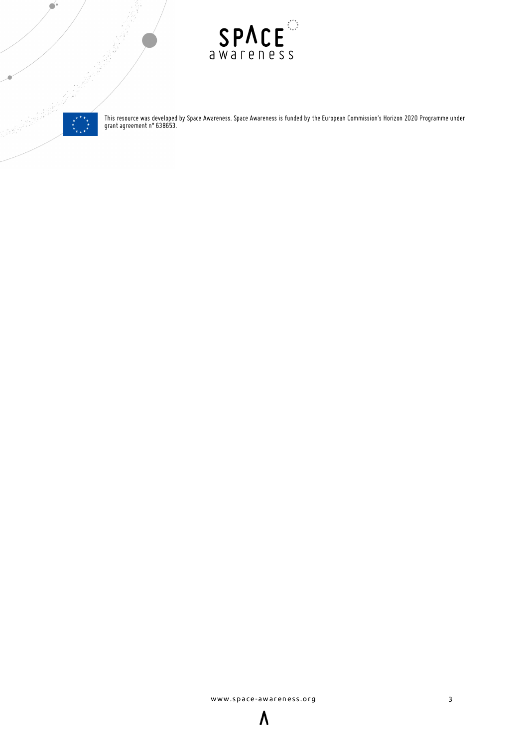This resource was developed by Space Awareness. Space Awareness is funded by the European Commission's Horizon 2020 Programme under grant agreement n° 638653.